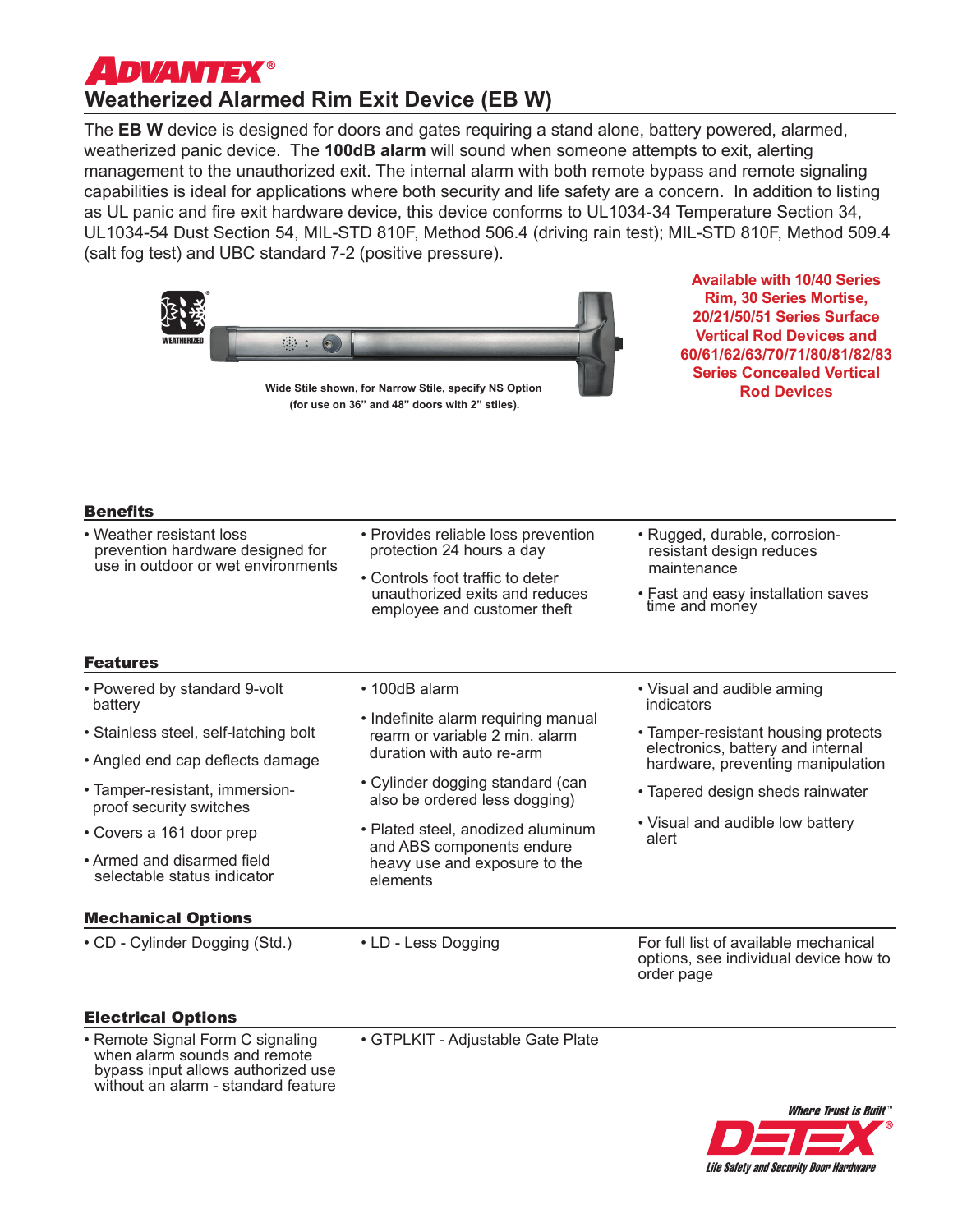# ADVANTEX®

## Weatherized Alarmed Rim Exit Device (EB W)

The **EB W** device is designed for doors and gates requiring a stand alone, battery powered, alarmed, weatherized panic device. The **100dB alarm** will sound when someone attempts to exit, alerting management to the unauthorized exit. The internal alarm with both remote bypass and remote signaling capabilities is ideal for applications where both security and life safety are a concern. In addition to listing as UL panic and fire exit hardware device, this device conforms to UL1034-34 Temperature Section 34, UL1034-54 Dust Section 54, MIL-STD 810F, Method 506.4 (driving rain test); MIL-STD 810F, Method 509.4 (salt fog test) and UBC standard 7-2 (positive pressure).

WEATHERIZED

Wide Stile shown, for Narrow Stile, specify NS Option (for use on 36" and 48" doors with 2" stiles).

**Available with 10/40 Series Rim, 30 Series Mortise, 20/21/50/51 Series Surface Vertical Rod Devices and 60/61/62/63/70/71/80/81/82/83 Series Concealed Vertical Rod Devices**

### Benefits

- Weather resistant loss prevention hardware designed for use in outdoor or wet environments
- Provides reliable loss prevention protection 24 hours a day
- Controls foot traffic to deter unauthorized exits and reduces employee and customer theft
- Rugged, durable, corrosion-resistant design reduces maintenance
- Fast and easy installation saves time and money

### Features

- Powered by standard 9-volt battery
- Stainless steel, self-latching bolt
- Angled end cap deflects damage
- Tamper-resistant, immersion-proof security switches
- Covers a 161 door prep
- Armed and disarmed field selectable status indicator
- 100dB alarm
- Indefinite alarm requiring manual rearm or variable 2 min. alarm duration with auto re-arm
- Cylinder dogging standard (can also be ordered less dogging)
- Plated steel, anodized aluminum and ABS components endure heavy use and exposure to the elements
- Visual and audible arming indicators
- Tamper-resistant housing protects electronics, battery and internal hardware, preventing manipulation
- Tapered design sheds rainwater
- Visual and audible low battery alert

### Mechanical Options

- CD - Cylinder Dogging (Std.)
- LD - Less Dogging

For full list of available mechanical options, see individual device how to order page

### Electrical Options

- Remote Signal Form C signaling when alarm sounds and remote bypass input allows authorized use without an alarm - standard feature
- GTPLKIT - Adjustable Gate Plate

*Where Trust is Built™*

**DETEX®**

*Life Safety and Security Door Hardware*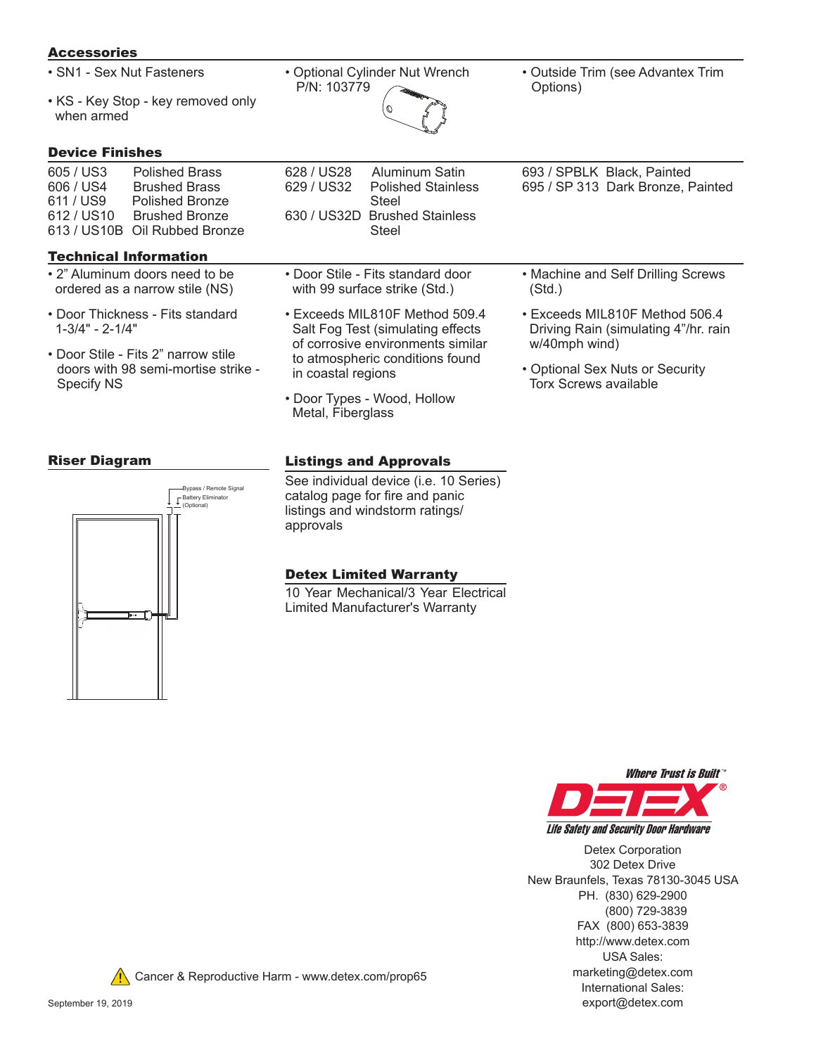## Accessories

- SN1 - Sex Nut Fasteners
- KS - Key Stop - key removed only when armed
- Optional Cylinder Nut Wrench P/N: 103779
- Outside Trim (see Advantex Trim Options)

## Device Finishes

| | | | | | |
|---|---|---|---|---|---|
| 605 / US3 | Polished Brass | 628 / US28 | Aluminum Satin | 693 / SPBLK | Black, Painted |
| 606 / US4 | Brushed Brass | 629 / US32 | Polished Stainless Steel | 695 / SP 313 | Dark Bronze, Painted |
| 611 / US9 | Polished Bronze | 630 / US32D | Brushed Stainless Steel | | |
| 612 / US10 | Brushed Bronze | | | | |
| 613 / US10B | Oil Rubbed Bronze | | | | |

## Technical Information

- 2" Aluminum doors need to be ordered as a narrow stile (NS)
- Door Thickness - Fits standard 1-3/4" - 2-1/4"
- Door Stile - Fits 2" narrow stile doors with 98 semi-mortise strike - Specify NS
- Door Stile - Fits standard door with 99 surface strike (Std.)
- Exceeds MIL810F Method 509.4 Salt Fog Test (simulating effects of corrosive environments similar to atmospheric conditions found in coastal regions
- Door Types - Wood, Hollow Metal, Fiberglass
- Machine and Self Drilling Screws (Std.)
- Exceeds MIL810F Method 506.4 Driving Rain (simulating 4"/hr. rain w/40mph wind)
- Optional Sex Nuts or Security Torx Screws available

## Riser Diagram

Bypass / Remote Signal
Battery Eliminator (Optional)

## Listings and Approvals

See individual device (i.e. 10 Series) catalog page for fire and panic listings and windstorm ratings/ approvals

## Detex Limited Warranty

10 Year Mechanical/3 Year Electrical Limited Manufacturer's Warranty

*Where Trust is Built*™

DETEX®

*Life Safety and Security Door Hardware*

Detex Corporation
302 Detex Drive
New Braunfels, Texas 78130-3045 USA
PH. (830) 629-2900
(800) 729-3839
FAX (800) 653-3839
http://www.detex.com
USA Sales:
marketing@detex.com
International Sales:
export@detex.com

⚠ Cancer & Reproductive Harm - www.detex.com/prop65

September 19, 2019